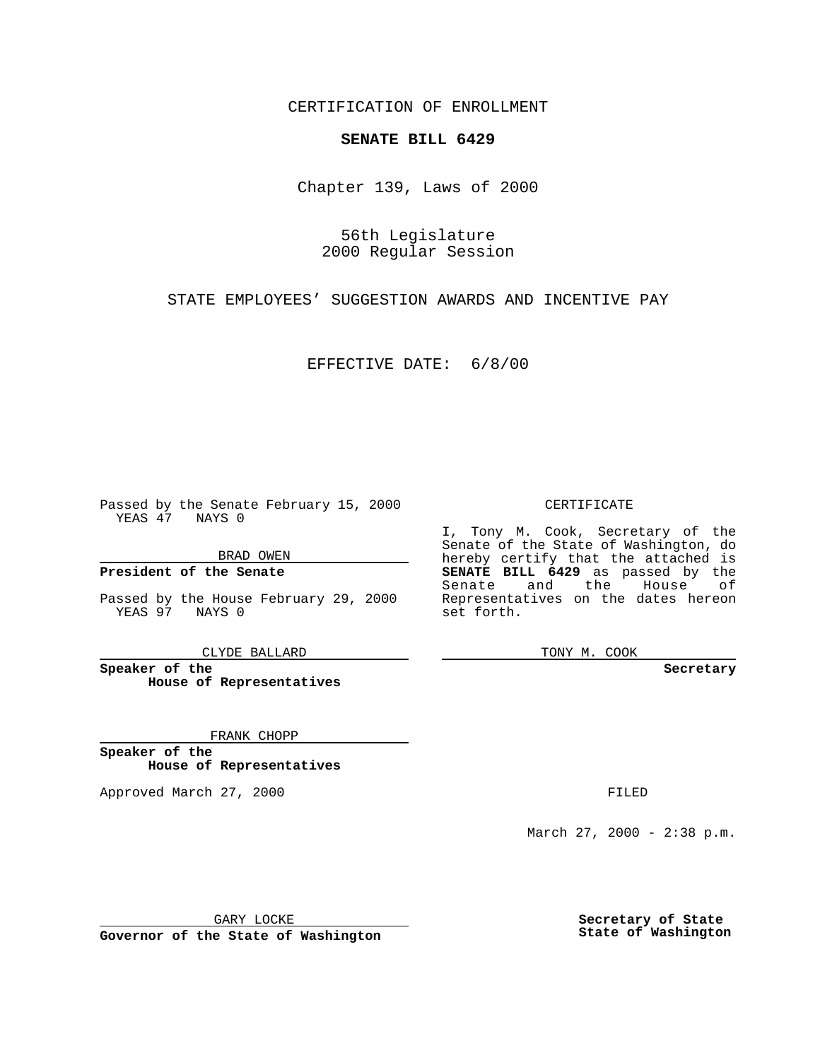CERTIFICATION OF ENROLLMENT

**SENATE BILL 6429**

Chapter 139, Laws of 2000

56th Legislature
2000 Regular Session

STATE EMPLOYEES' SUGGESTION AWARDS AND INCENTIVE PAY

EFFECTIVE DATE: 6/8/00

Passed by the Senate February 15, 2000
YEAS 47 NAYS 0

BRAD OWEN

**President of the Senate**

Passed by the House February 29, 2000
YEAS 97 NAYS 0

CLYDE BALLARD

**Speaker of the House of Representatives**

FRANK CHOPP

**Speaker of the House of Representatives**

Approved March 27, 2000

GARY LOCKE

**Governor of the State of Washington**

CERTIFICATE

I, Tony M. Cook, Secretary of the Senate of the State of Washington, do hereby certify that the attached is **SENATE BILL 6429** as passed by the Senate and the House of Representatives on the dates hereon set forth.

TONY M. COOK

**Secretary**

FILED

March 27, 2000 - 2:38 p.m.

**Secretary of State**
**State of Washington**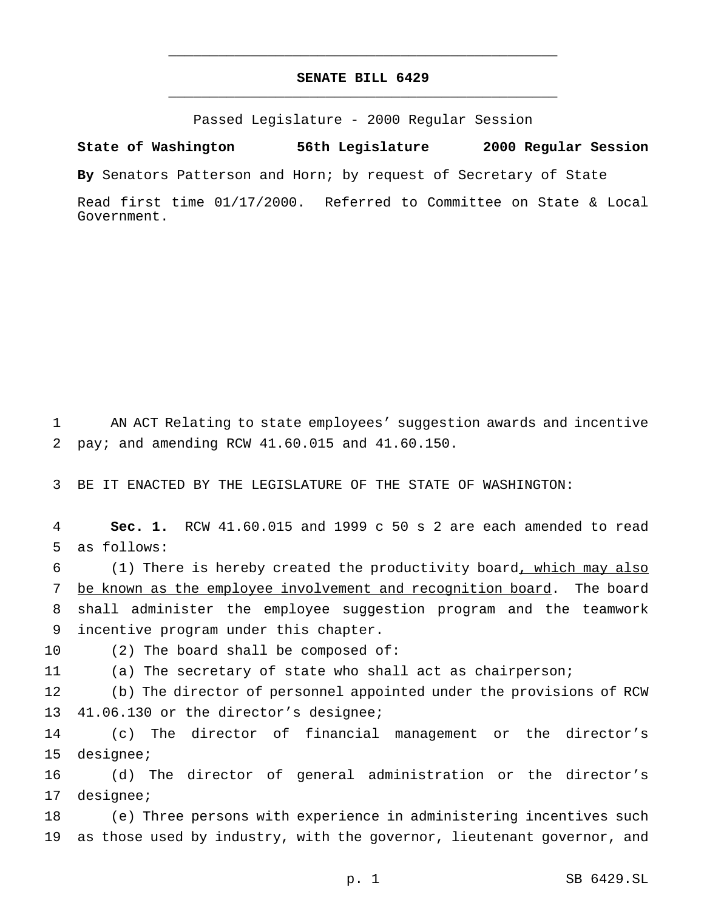# SENATE BILL 6429

Passed Legislature - 2000 Regular Session

**State of Washington 56th Legislature 2000 Regular Session**

**By** Senators Patterson and Horn; by request of Secretary of State

Read first time 01/17/2000. Referred to Committee on State & Local Government.

1 AN ACT Relating to state employees' suggestion awards and incentive
2 pay; and amending RCW 41.60.015 and 41.60.150.

3 BE IT ENACTED BY THE LEGISLATURE OF THE STATE OF WASHINGTON:

4 **Sec. 1.** RCW 41.60.015 and 1999 c 50 s 2 are each amended to read
5 as follows:

6 (1) There is hereby created the productivity board<u>, which may also</u>
7 <u>be known as the employee involvement and recognition board</u>. The board
8 shall administer the employee suggestion program and the teamwork
9 incentive program under this chapter.

10 (2) The board shall be composed of:

11 (a) The secretary of state who shall act as chairperson;

12 (b) The director of personnel appointed under the provisions of RCW
13 41.06.130 or the director's designee;

14 (c) The director of financial management or the director's
15 designee;

16 (d) The director of general administration or the director's
17 designee;

18 (e) Three persons with experience in administering incentives such
19 as those used by industry, with the governor, lieutenant governor, and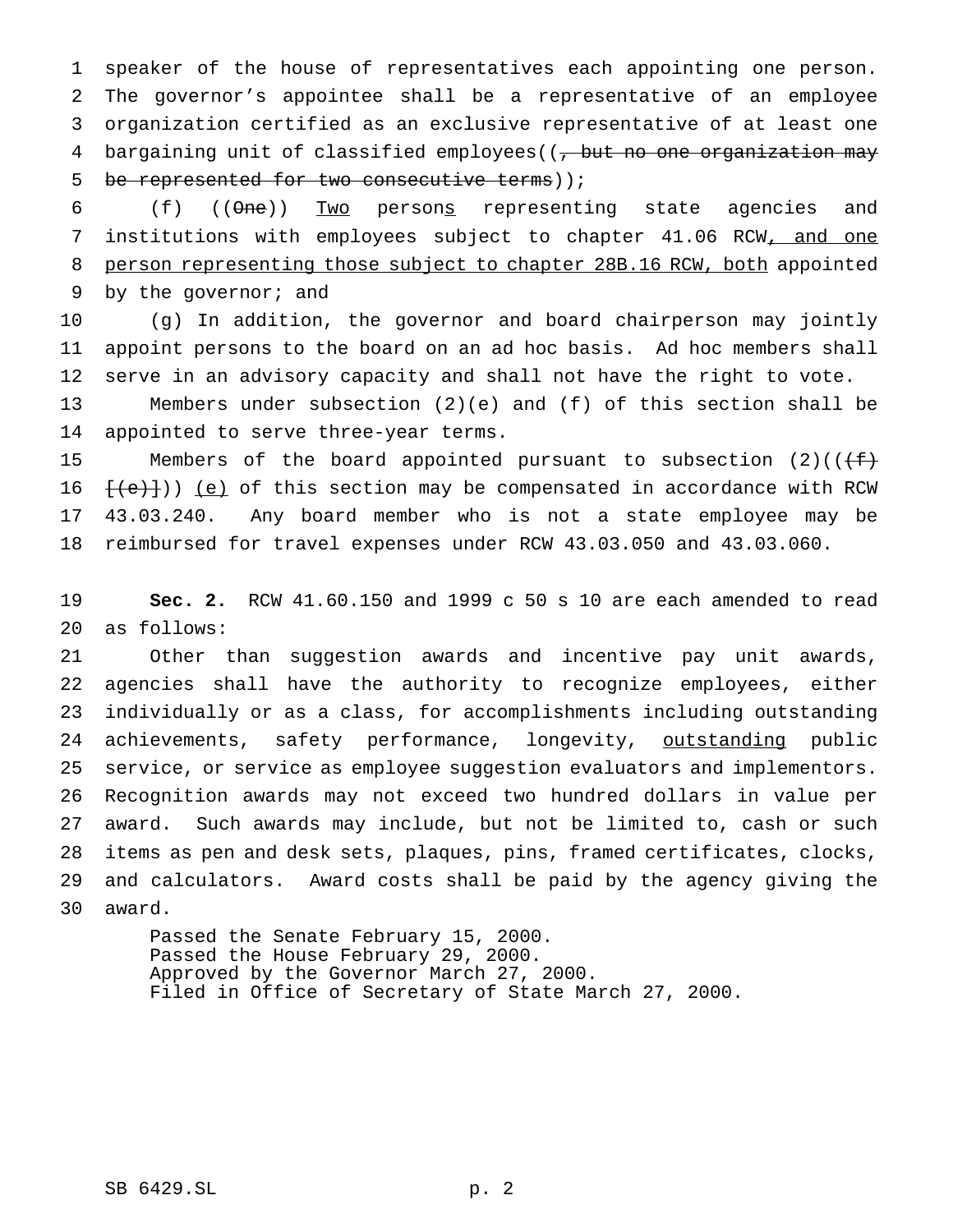speaker of the house of representatives each appointing one person. The governor's appointee shall be a representative of an employee organization certified as an exclusive representative of at least one bargaining unit of classified employees((~~, but no one organization may be represented for two consecutive terms~~));

(f) ((~~One~~)) Two persons representing state agencies and institutions with employees subject to chapter 41.06 RCW, and one person representing those subject to chapter 28B.16 RCW, both appointed by the governor; and

(g) In addition, the governor and board chairperson may jointly appoint persons to the board on an ad hoc basis. Ad hoc members shall serve in an advisory capacity and shall not have the right to vote.

Members under subsection (2)(e) and (f) of this section shall be appointed to serve three-year terms.

Members of the board appointed pursuant to subsection (2)((~~(f) [(e)]~~)) (e) of this section may be compensated in accordance with RCW 43.03.240. Any board member who is not a state employee may be reimbursed for travel expenses under RCW 43.03.050 and 43.03.060.

**Sec. 2.** RCW 41.60.150 and 1999 c 50 s 10 are each amended to read as follows:

Other than suggestion awards and incentive pay unit awards, agencies shall have the authority to recognize employees, either individually or as a class, for accomplishments including outstanding achievements, safety performance, longevity, outstanding public service, or service as employee suggestion evaluators and implementors. Recognition awards may not exceed two hundred dollars in value per award. Such awards may include, but not be limited to, cash or such items as pen and desk sets, plaques, pins, framed certificates, clocks, and calculators. Award costs shall be paid by the agency giving the award.

Passed the Senate February 15, 2000.
Passed the House February 29, 2000.
Approved by the Governor March 27, 2000.
Filed in Office of Secretary of State March 27, 2000.